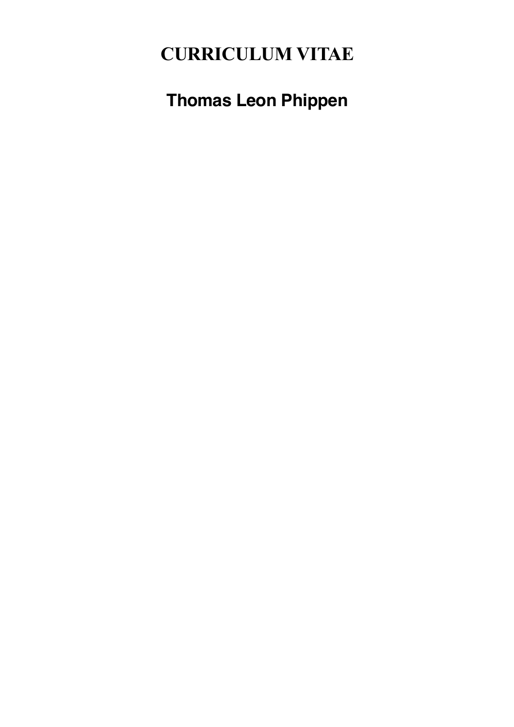# CURRICULUM VITAE

## Thomas Leon Phippen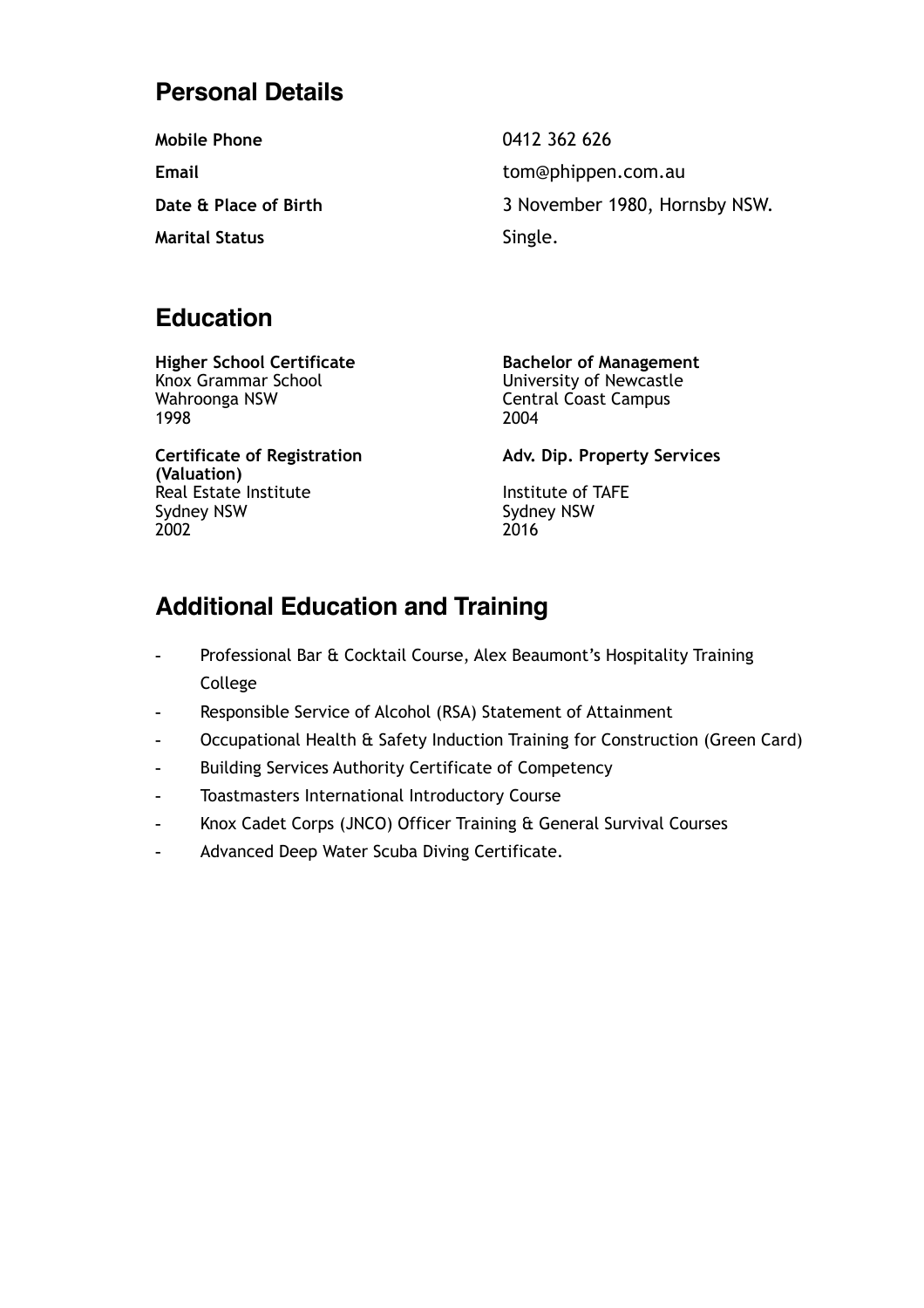## Personal Details

| | |
|---|---|
| **Mobile Phone** | 0412 362 626 |
| **Email** | tom@phippen.com.au |
| **Date & Place of Birth** | 3 November 1980, Hornsby NSW. |
| **Marital Status** | Single. |

## Education

**Higher School Certificate**
Knox Grammar School
Wahroonga NSW
1998

**Bachelor of Management**
University of Newcastle
Central Coast Campus
2004

**Certificate of Registration (Valuation)**
Real Estate Institute
Sydney NSW
2002

**Adv. Dip. Property Services**
Institute of TAFE
Sydney NSW
2016

## Additional Education and Training

- Professional Bar & Cocktail Course, Alex Beaumont's Hospitality Training College
- Responsible Service of Alcohol (RSA) Statement of Attainment
- Occupational Health & Safety Induction Training for Construction (Green Card)
- Building Services Authority Certificate of Competency
- Toastmasters International Introductory Course
- Knox Cadet Corps (JNCO) Officer Training & General Survival Courses
- Advanced Deep Water Scuba Diving Certificate.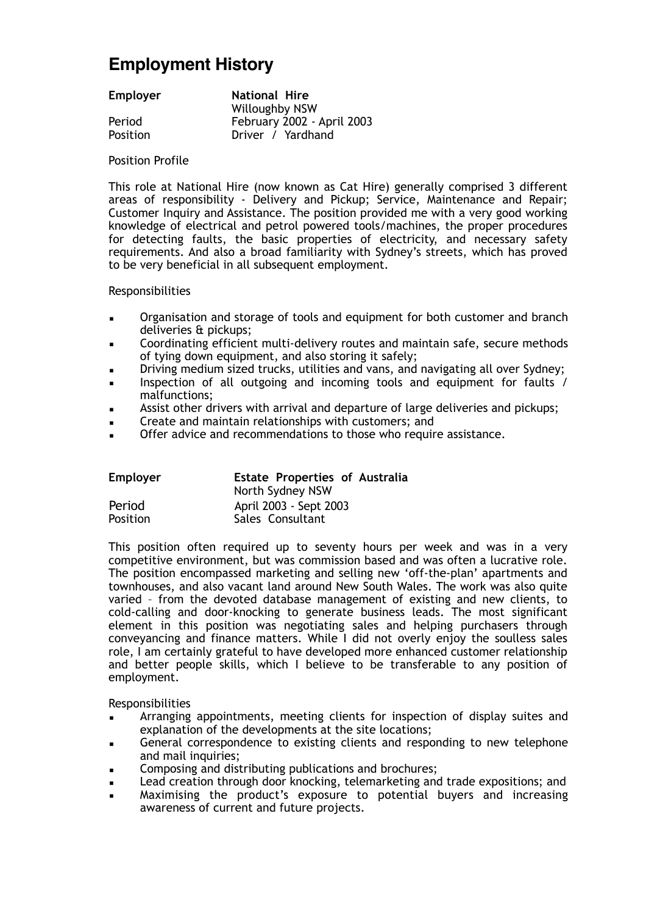# Employment History

| | |
|---|---|
| **Employer** | **National Hire** |
| | Willoughby NSW |
| Period | February 2002 - April 2003 |
| Position | Driver / Yardhand |

Position Profile

This role at National Hire (now known as Cat Hire) generally comprised 3 different areas of responsibility - Delivery and Pickup; Service, Maintenance and Repair; Customer Inquiry and Assistance. The position provided me with a very good working knowledge of electrical and petrol powered tools/machines, the proper procedures for detecting faults, the basic properties of electricity, and necessary safety requirements. And also a broad familiarity with Sydney's streets, which has proved to be very beneficial in all subsequent employment.

Responsibilities

- Organisation and storage of tools and equipment for both customer and branch deliveries & pickups;
- Coordinating efficient multi-delivery routes and maintain safe, secure methods of tying down equipment, and also storing it safely;
- Driving medium sized trucks, utilities and vans, and navigating all over Sydney;
- Inspection of all outgoing and incoming tools and equipment for faults / malfunctions;
- Assist other drivers with arrival and departure of large deliveries and pickups;
- Create and maintain relationships with customers; and
- Offer advice and recommendations to those who require assistance.

| | |
|---|---|
| **Employer** | **Estate Properties of Australia** |
| | North Sydney NSW |
| Period | April 2003 - Sept 2003 |
| Position | Sales Consultant |

This position often required up to seventy hours per week and was in a very competitive environment, but was commission based and was often a lucrative role. The position encompassed marketing and selling new 'off-the-plan' apartments and townhouses, and also vacant land around New South Wales. The work was also quite varied – from the devoted database management of existing and new clients, to cold-calling and door-knocking to generate business leads. The most significant element in this position was negotiating sales and helping purchasers through conveyancing and finance matters. While I did not overly enjoy the soulless sales role, I am certainly grateful to have developed more enhanced customer relationship and better people skills, which I believe to be transferable to any position of employment.

Responsibilities

- Arranging appointments, meeting clients for inspection of display suites and explanation of the developments at the site locations;
- General correspondence to existing clients and responding to new telephone and mail inquiries;
- Composing and distributing publications and brochures;
- Lead creation through door knocking, telemarketing and trade expositions; and
- Maximising the product's exposure to potential buyers and increasing awareness of current and future projects.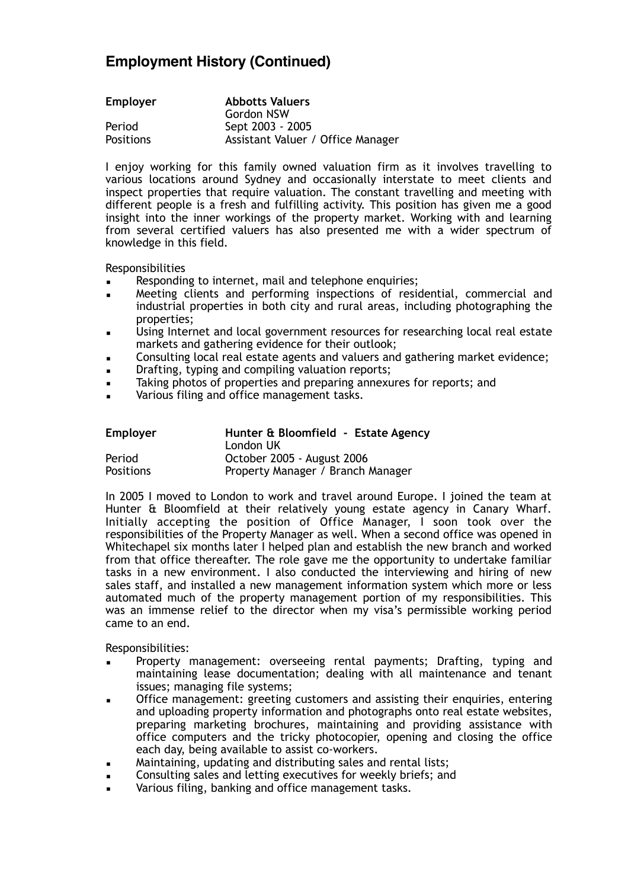## Employment History (Continued)

| | |
|---|---|
| **Employer** | **Abbotts Valuers** |
| | Gordon NSW |
| Period | Sept 2003 - 2005 |
| Positions | Assistant Valuer / Office Manager |

I enjoy working for this family owned valuation firm as it involves travelling to various locations around Sydney and occasionally interstate to meet clients and inspect properties that require valuation. The constant travelling and meeting with different people is a fresh and fulfilling activity. This position has given me a good insight into the inner workings of the property market. Working with and learning from several certified valuers has also presented me with a wider spectrum of knowledge in this field.

Responsibilities

- Responding to internet, mail and telephone enquiries;
- Meeting clients and performing inspections of residential, commercial and industrial properties in both city and rural areas, including photographing the properties;
- Using Internet and local government resources for researching local real estate markets and gathering evidence for their outlook;
- Consulting local real estate agents and valuers and gathering market evidence;
- Drafting, typing and compiling valuation reports;
- Taking photos of properties and preparing annexures for reports; and
- Various filing and office management tasks.

| | |
|---|---|
| **Employer** | **Hunter & Bloomfield - Estate Agency** |
| | London UK |
| Period | October 2005 - August 2006 |
| Positions | Property Manager / Branch Manager |

In 2005 I moved to London to work and travel around Europe. I joined the team at Hunter & Bloomfield at their relatively young estate agency in Canary Wharf. Initially accepting the position of Office Manager, I soon took over the responsibilities of the Property Manager as well. When a second office was opened in Whitechapel six months later I helped plan and establish the new branch and worked from that office thereafter. The role gave me the opportunity to undertake familiar tasks in a new environment. I also conducted the interviewing and hiring of new sales staff, and installed a new management information system which more or less automated much of the property management portion of my responsibilities. This was an immense relief to the director when my visa's permissible working period came to an end.

Responsibilities:

- Property management: overseeing rental payments; Drafting, typing and maintaining lease documentation; dealing with all maintenance and tenant issues; managing file systems;
- Office management: greeting customers and assisting their enquiries, entering and uploading property information and photographs onto real estate websites, preparing marketing brochures, maintaining and providing assistance with office computers and the tricky photocopier, opening and closing the office each day, being available to assist co-workers.
- Maintaining, updating and distributing sales and rental lists;
- Consulting sales and letting executives for weekly briefs; and
- Various filing, banking and office management tasks.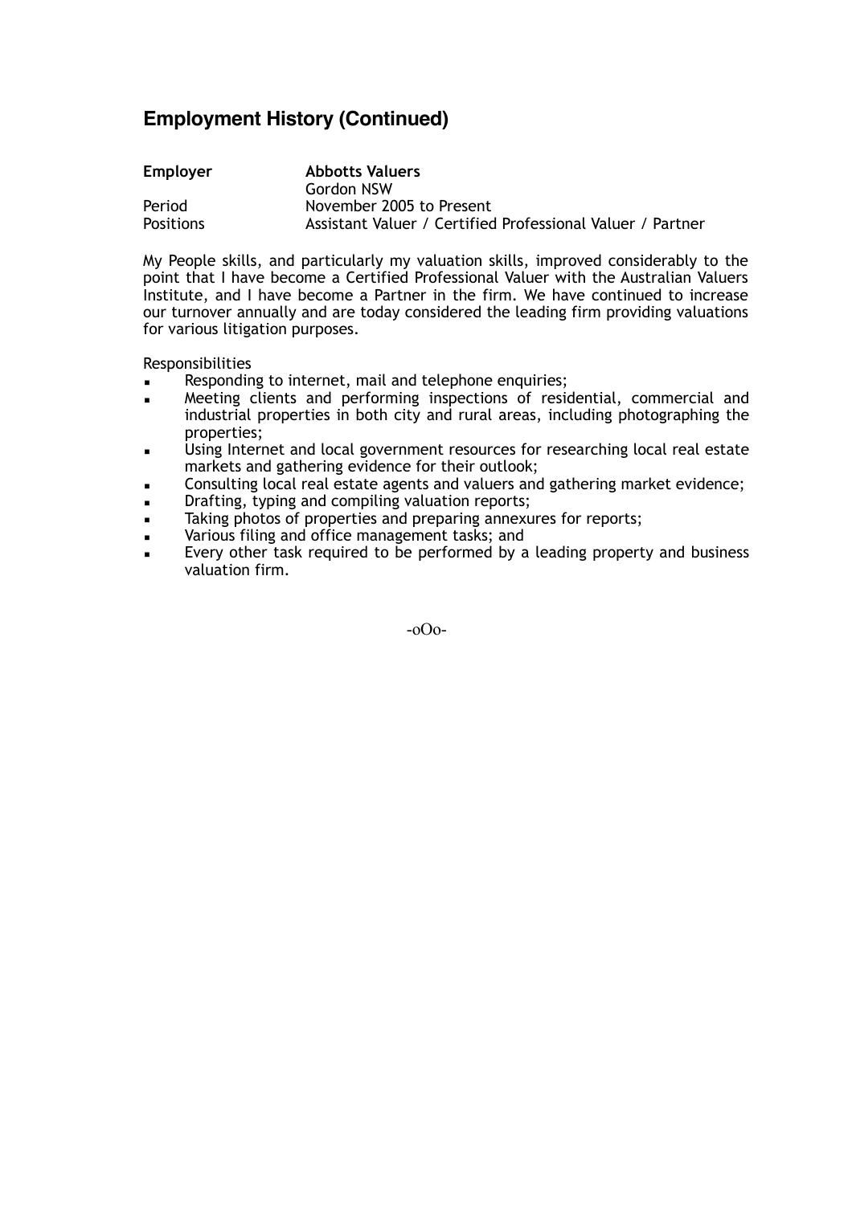## Employment History (Continued)

| **Employer** | **Abbotts Valuers** |
|---|---|
| | Gordon NSW |
| Period | November 2005 to Present |
| Positions | Assistant Valuer / Certified Professional Valuer / Partner |

My People skills, and particularly my valuation skills, improved considerably to the point that I have become a Certified Professional Valuer with the Australian Valuers Institute, and I have become a Partner in the firm. We have continued to increase our turnover annually and are today considered the leading firm providing valuations for various litigation purposes.

Responsibilities

- Responding to internet, mail and telephone enquiries;
- Meeting clients and performing inspections of residential, commercial and industrial properties in both city and rural areas, including photographing the properties;
- Using Internet and local government resources for researching local real estate markets and gathering evidence for their outlook;
- Consulting local real estate agents and valuers and gathering market evidence;
- Drafting, typing and compiling valuation reports;
- Taking photos of properties and preparing annexures for reports;
- Various filing and office management tasks; and
- Every other task required to be performed by a leading property and business valuation firm.

-oOo-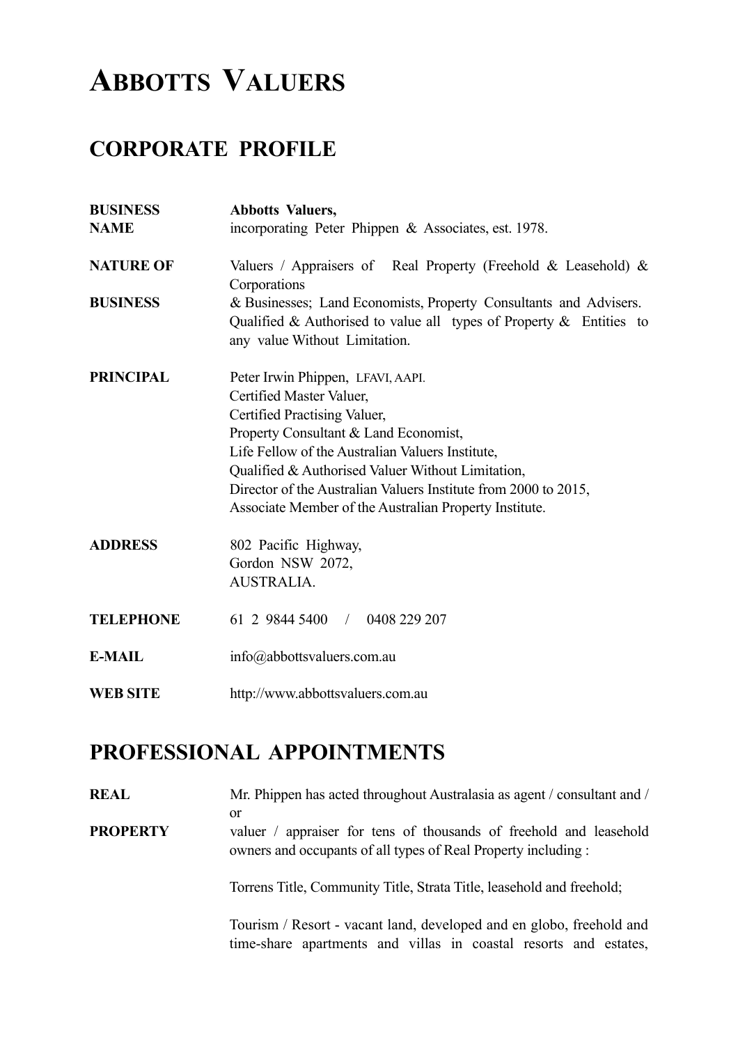# ABBOTTS VALUERS

## CORPORATE PROFILE

| | |
|---|---|
| **BUSINESS NAME** | **Abbotts Valuers,** incorporating Peter Phippen & Associates, est. 1978. |
| **NATURE OF BUSINESS** | Valuers / Appraisers of Real Property (Freehold & Leasehold) & Corporations & Businesses; Land Economists, Property Consultants and Advisers. Qualified & Authorised to value all types of Property & Entities to any value Without Limitation. |
| **PRINCIPAL** | Peter Irwin Phippen, LFAVI, AAPI.<br>Certified Master Valuer,<br>Certified Practising Valuer,<br>Property Consultant & Land Economist,<br>Life Fellow of the Australian Valuers Institute,<br>Qualified & Authorised Valuer Without Limitation,<br>Director of the Australian Valuers Institute from 2000 to 2015,<br>Associate Member of the Australian Property Institute. |
| **ADDRESS** | 802 Pacific Highway,<br>Gordon NSW 2072,<br>AUSTRALIA. |
| **TELEPHONE** | 61 2 9844 5400 / 0408 229 207 |
| **E-MAIL** | info@abbottsvaluers.com.au |
| **WEB SITE** | http://www.abbottsvaluers.com.au |

## PROFESSIONAL APPOINTMENTS

**REAL PROPERTY**

Mr. Phippen has acted throughout Australasia as agent / consultant and / or valuer / appraiser for tens of thousands of freehold and leasehold owners and occupants of all types of Real Property including :

Torrens Title, Community Title, Strata Title, leasehold and freehold;

Tourism / Resort - vacant land, developed and en globo, freehold and time-share apartments and villas in coastal resorts and estates,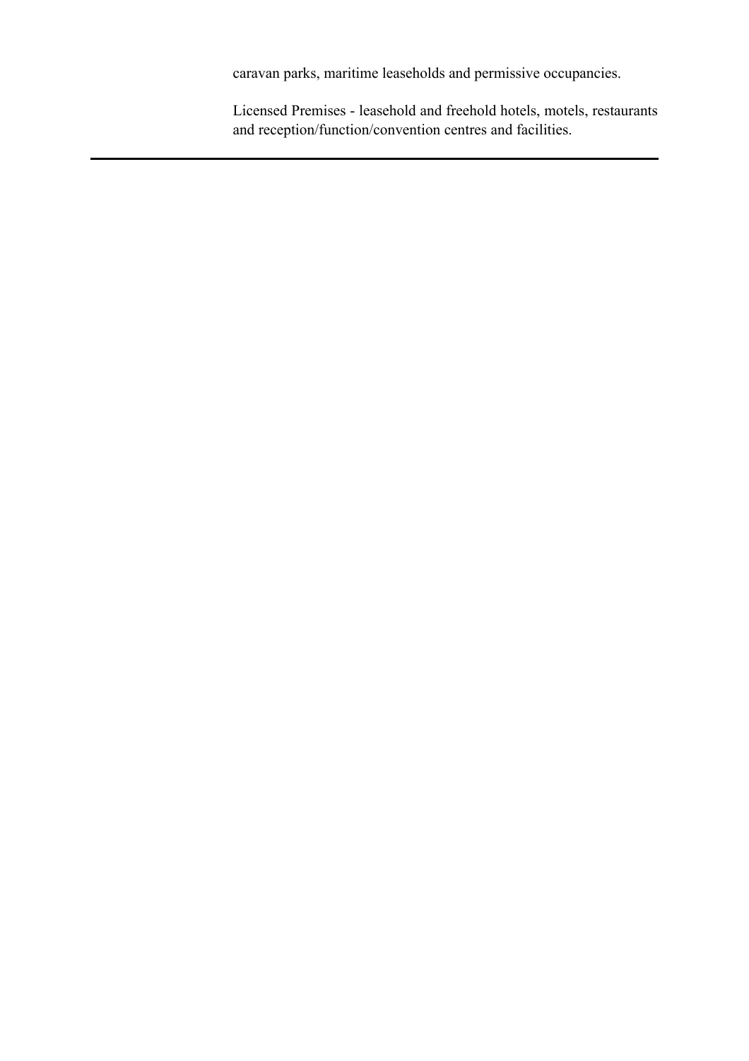caravan parks, maritime leaseholds and permissive occupancies.

Licensed Premises - leasehold and freehold hotels, motels, restaurants and reception/function/convention centres and facilities.

---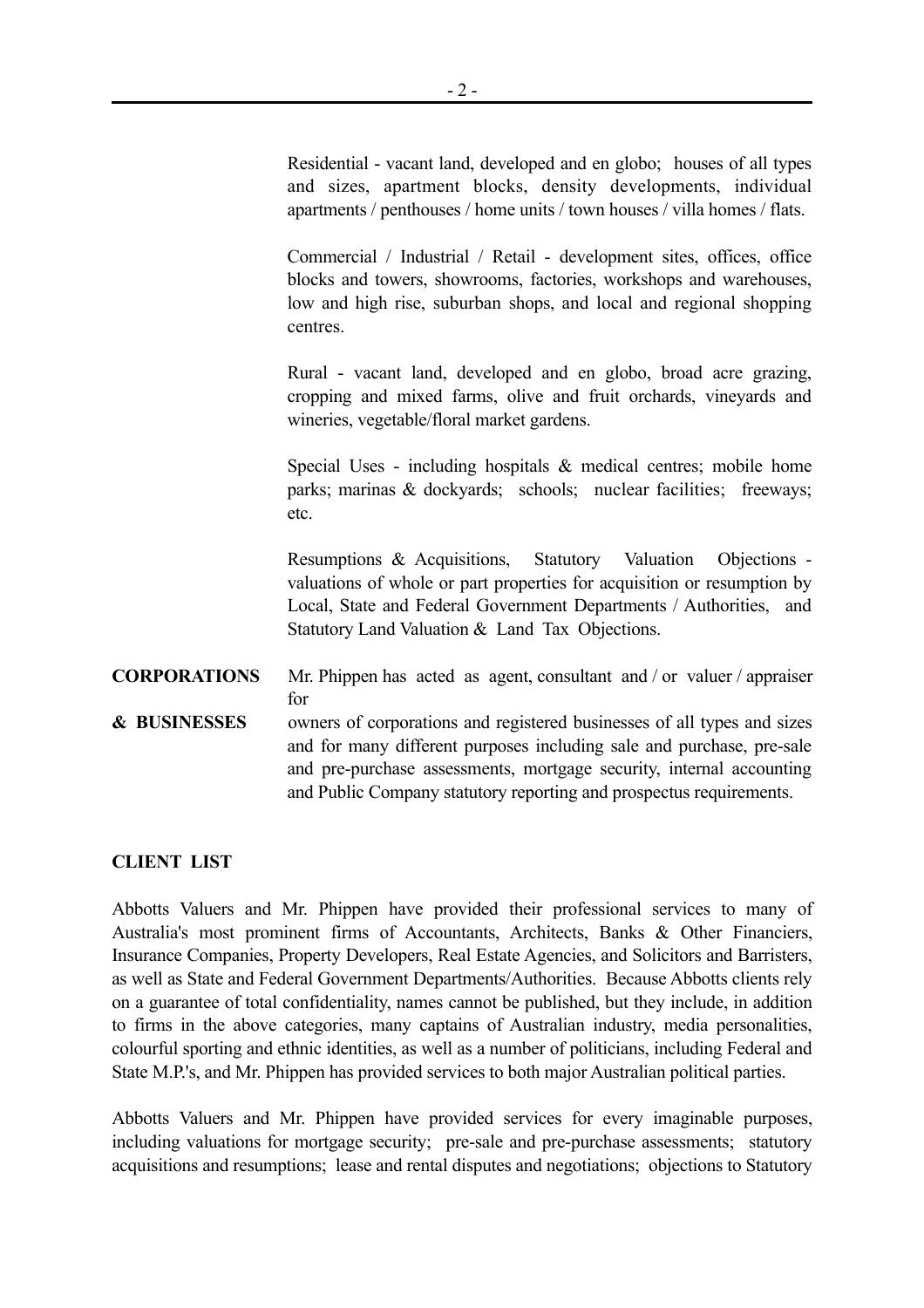Residential - vacant land, developed and en globo; houses of all types and sizes, apartment blocks, density developments, individual apartments / penthouses / home units / town houses / villa homes / flats.

Commercial / Industrial / Retail - development sites, offices, office blocks and towers, showrooms, factories, workshops and warehouses, low and high rise, suburban shops, and local and regional shopping centres.

Rural - vacant land, developed and en globo, broad acre grazing, cropping and mixed farms, olive and fruit orchards, vineyards and wineries, vegetable/floral market gardens.

Special Uses - including hospitals & medical centres; mobile home parks; marinas & dockyards; schools; nuclear facilities; freeways; etc.

Resumptions & Acquisitions, Statutory Valuation Objections - valuations of whole or part properties for acquisition or resumption by Local, State and Federal Government Departments / Authorities, and Statutory Land Valuation & Land Tax Objections.

**CORPORATIONS & BUSINESSES** Mr. Phippen has acted as agent, consultant and / or valuer / appraiser for owners of corporations and registered businesses of all types and sizes and for many different purposes including sale and purchase, pre-sale and pre-purchase assessments, mortgage security, internal accounting and Public Company statutory reporting and prospectus requirements.

**CLIENT LIST**

Abbotts Valuers and Mr. Phippen have provided their professional services to many of Australia's most prominent firms of Accountants, Architects, Banks & Other Financiers, Insurance Companies, Property Developers, Real Estate Agencies, and Solicitors and Barristers, as well as State and Federal Government Departments/Authorities. Because Abbotts clients rely on a guarantee of total confidentiality, names cannot be published, but they include, in addition to firms in the above categories, many captains of Australian industry, media personalities, colourful sporting and ethnic identities, as well as a number of politicians, including Federal and State M.P.'s, and Mr. Phippen has provided services to both major Australian political parties.

Abbotts Valuers and Mr. Phippen have provided services for every imaginable purposes, including valuations for mortgage security; pre-sale and pre-purchase assessments; statutory acquisitions and resumptions; lease and rental disputes and negotiations; objections to Statutory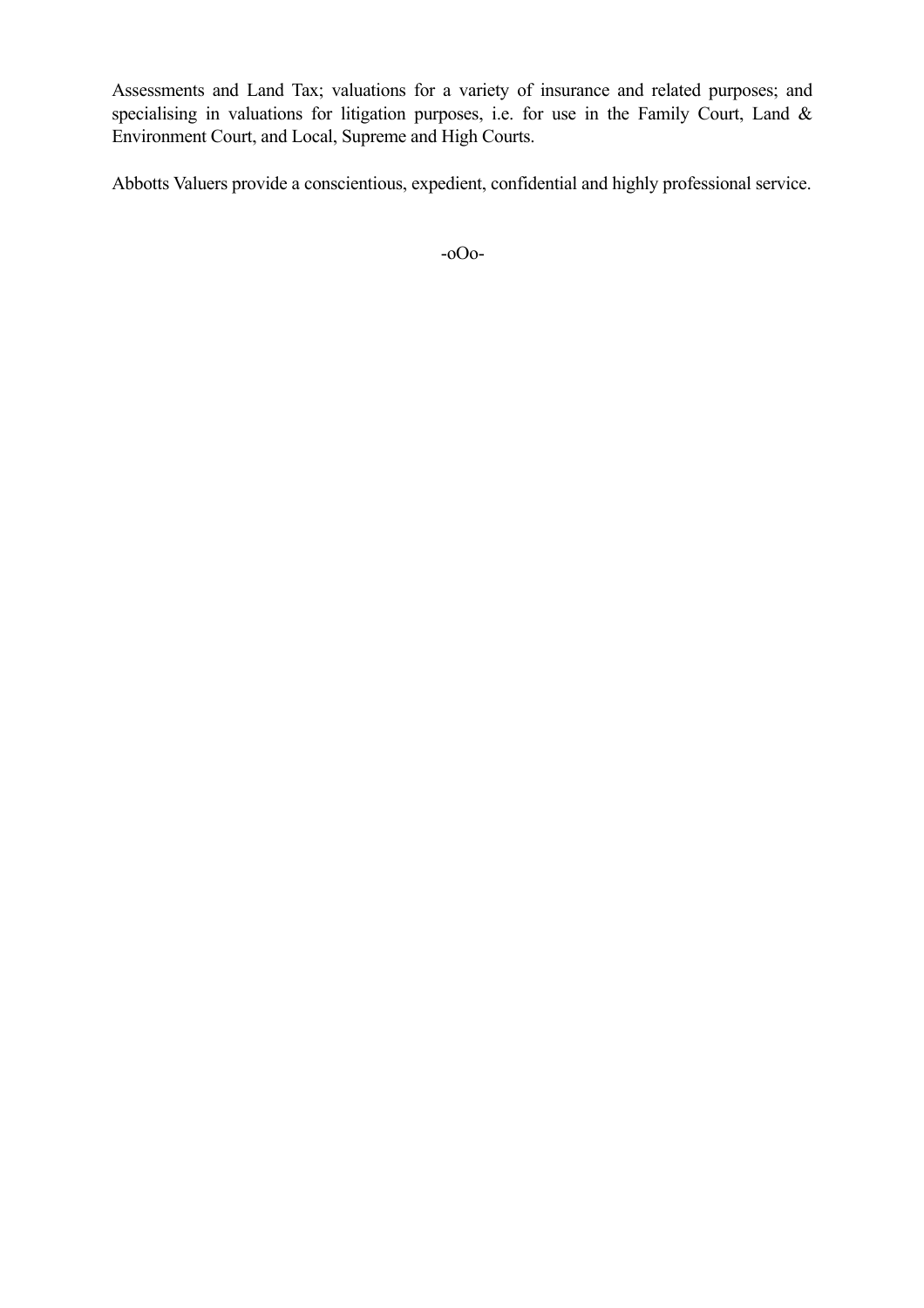Assessments and Land Tax; valuations for a variety of insurance and related purposes; and specialising in valuations for litigation purposes, i.e. for use in the Family Court, Land & Environment Court, and Local, Supreme and High Courts.

Abbotts Valuers provide a conscientious, expedient, confidential and highly professional service.

-oOo-